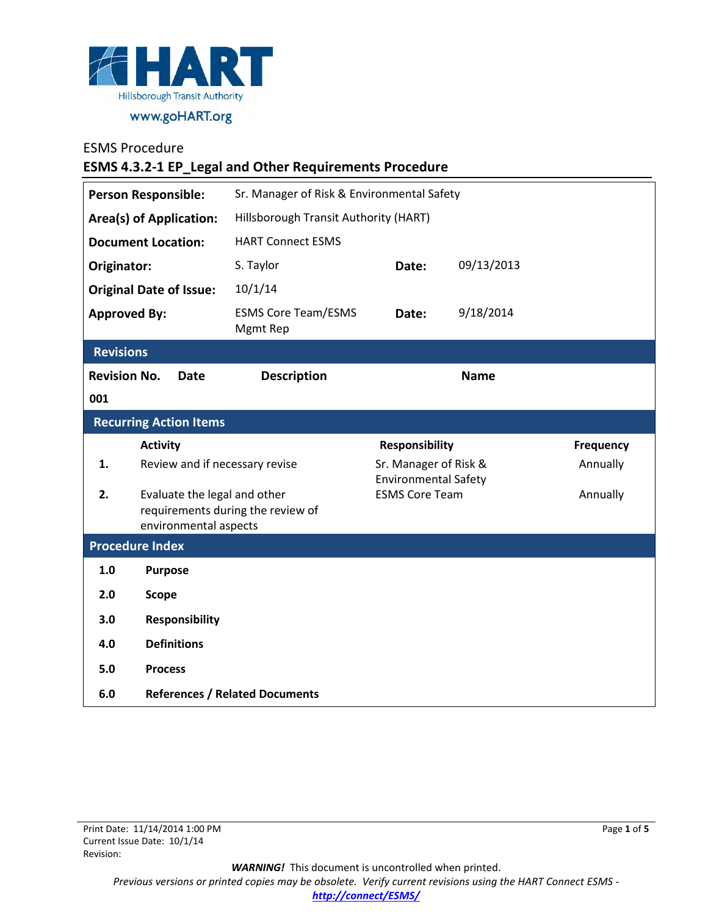HART
Hillsborough Transit Authority
www.goHART.org

ESMS Procedure

# ESMS 4.3.2-1 EP_Legal and Other Requirements Procedure

| | | | |
|---|---|---|---|
| **Person Responsible:** | Sr. Manager of Risk & Environmental Safety | | |
| **Area(s) of Application:** | Hillsborough Transit Authority (HART) | | |
| **Document Location:** | HART Connect ESMS | | |
| **Originator:** | S. Taylor | **Date:** | 09/13/2013 |
| **Original Date of Issue:** | 10/1/14 | | |
| **Approved By:** | ESMS Core Team/ESMS Mgmt Rep | **Date:** | 9/18/2014 |

## Revisions

| Revision No. | Date | Description | Name |
|---|---|---|---|
| 001 | | | |

## Recurring Action Items

| | Activity | Responsibility | Frequency |
|---|---|---|---|
| 1. | Review and if necessary revise | Sr. Manager of Risk & Environmental Safety | Annually |
| 2. | Evaluate the legal and other requirements during the review of environmental aspects | ESMS Core Team | Annually |

## Procedure Index

- **1.0 Purpose**
- **2.0 Scope**
- **3.0 Responsibility**
- **4.0 Definitions**
- **5.0 Process**
- **6.0 References / Related Documents**

Print Date: 11/14/2014 1:00 PM
Current Issue Date: 10/1/14
Revision:

***WARNING!*** This document is uncontrolled when printed.
*Previous versions or printed copies may be obsolete. Verify current revisions using the HART Connect ESMS - **http://connect/ESMS/***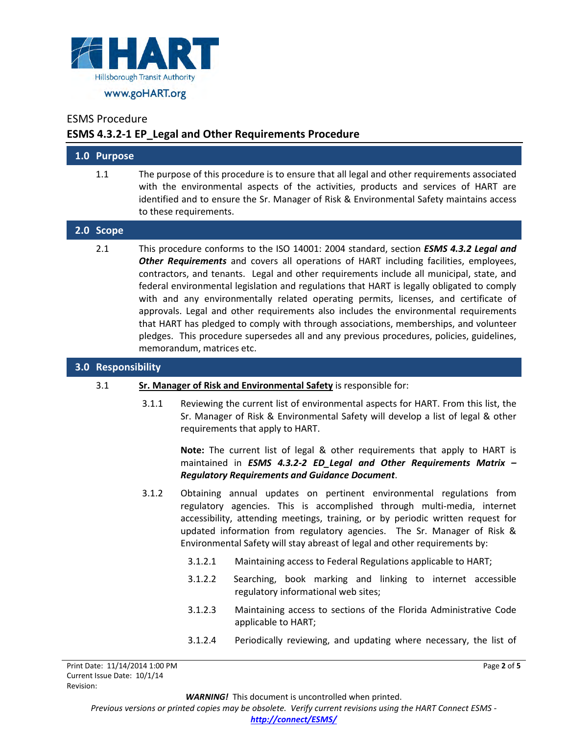ESMS Procedure

# ESMS 4.3.2-1 EP_Legal and Other Requirements Procedure

## 1.0 Purpose

1.1 The purpose of this procedure is to ensure that all legal and other requirements associated with the environmental aspects of the activities, products and services of HART are identified and to ensure the Sr. Manager of Risk & Environmental Safety maintains access to these requirements.

## 2.0 Scope

2.1 This procedure conforms to the ISO 14001: 2004 standard, section ***ESMS 4.3.2 Legal and Other Requirements*** and covers all operations of HART including facilities, employees, contractors, and tenants. Legal and other requirements include all municipal, state, and federal environmental legislation and regulations that HART is legally obligated to comply with and any environmentally related operating permits, licenses, and certificate of approvals. Legal and other requirements also includes the environmental requirements that HART has pledged to comply with through associations, memberships, and volunteer pledges. This procedure supersedes all and any previous procedures, policies, guidelines, memorandum, matrices etc.

## 3.0 Responsibility

3.1 **Sr. Manager of Risk and Environmental Safety** is responsible for:

3.1.1 Reviewing the current list of environmental aspects for HART. From this list, the Sr. Manager of Risk & Environmental Safety will develop a list of legal & other requirements that apply to HART.

**Note:** The current list of legal & other requirements that apply to HART is maintained in ***ESMS 4.3.2-2 ED_Legal and Other Requirements Matrix – Regulatory Requirements and Guidance Document***.

3.1.2 Obtaining annual updates on pertinent environmental regulations from regulatory agencies. This is accomplished through multi-media, internet accessibility, attending meetings, training, or by periodic written request for updated information from regulatory agencies. The Sr. Manager of Risk & Environmental Safety will stay abreast of legal and other requirements by:

3.1.2.1 Maintaining access to Federal Regulations applicable to HART;

3.1.2.2 Searching, book marking and linking to internet accessible regulatory informational web sites;

3.1.2.3 Maintaining access to sections of the Florida Administrative Code applicable to HART;

3.1.2.4 Periodically reviewing, and updating where necessary, the list of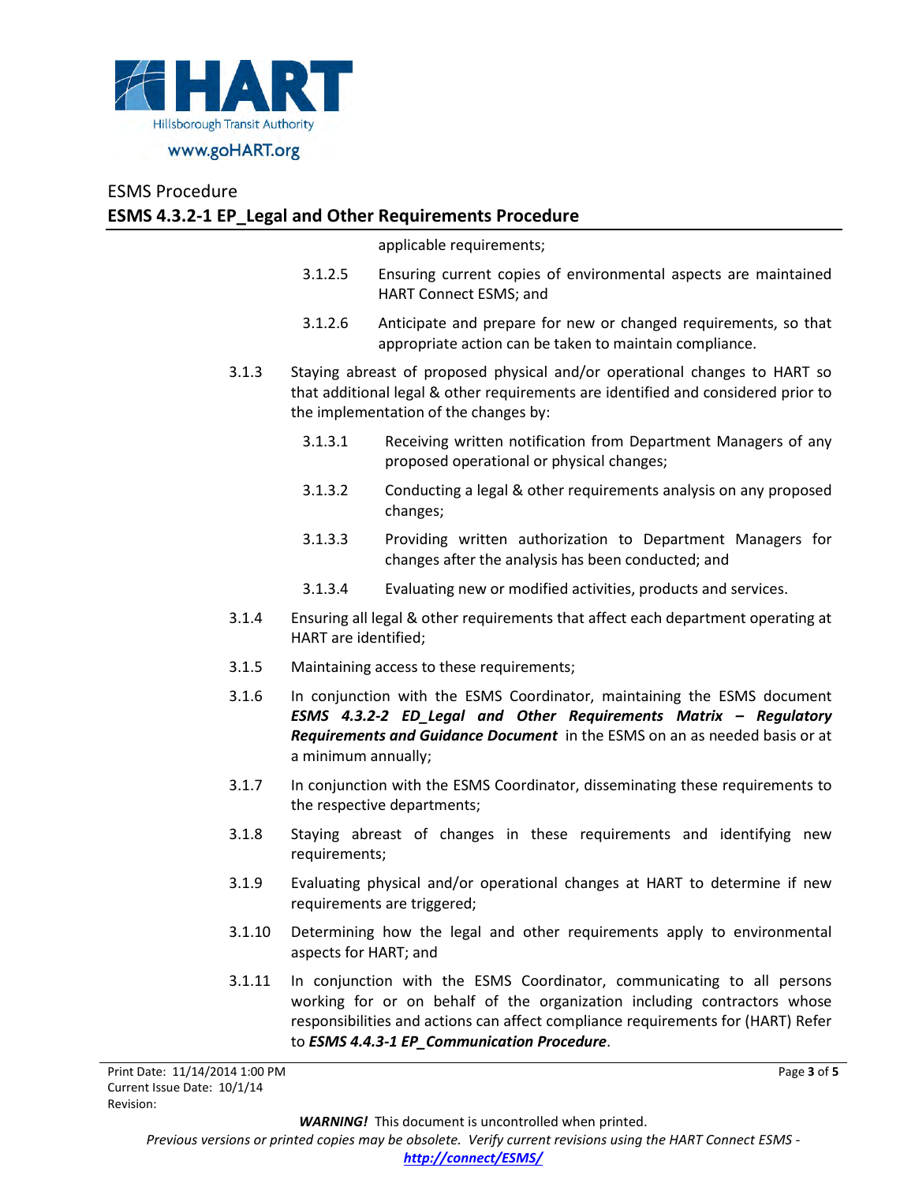applicable requirements;

3.1.2.5 Ensuring current copies of environmental aspects are maintained HART Connect ESMS; and

3.1.2.6 Anticipate and prepare for new or changed requirements, so that appropriate action can be taken to maintain compliance.

3.1.3 Staying abreast of proposed physical and/or operational changes to HART so that additional legal & other requirements are identified and considered prior to the implementation of the changes by:

3.1.3.1 Receiving written notification from Department Managers of any proposed operational or physical changes;

3.1.3.2 Conducting a legal & other requirements analysis on any proposed changes;

3.1.3.3 Providing written authorization to Department Managers for changes after the analysis has been conducted; and

3.1.3.4 Evaluating new or modified activities, products and services.

3.1.4 Ensuring all legal & other requirements that affect each department operating at HART are identified;

3.1.5 Maintaining access to these requirements;

3.1.6 In conjunction with the ESMS Coordinator, maintaining the ESMS document ***ESMS 4.3.2-2 ED_Legal and Other Requirements Matrix – Regulatory Requirements and Guidance Document*** in the ESMS on an as needed basis or at a minimum annually;

3.1.7 In conjunction with the ESMS Coordinator, disseminating these requirements to the respective departments;

3.1.8 Staying abreast of changes in these requirements and identifying new requirements;

3.1.9 Evaluating physical and/or operational changes at HART to determine if new requirements are triggered;

3.1.10 Determining how the legal and other requirements apply to environmental aspects for HART; and

3.1.11 In conjunction with the ESMS Coordinator, communicating to all persons working for or on behalf of the organization including contractors whose responsibilities and actions can affect compliance requirements for (HART) Refer to ***ESMS 4.4.3-1 EP_Communication Procedure***.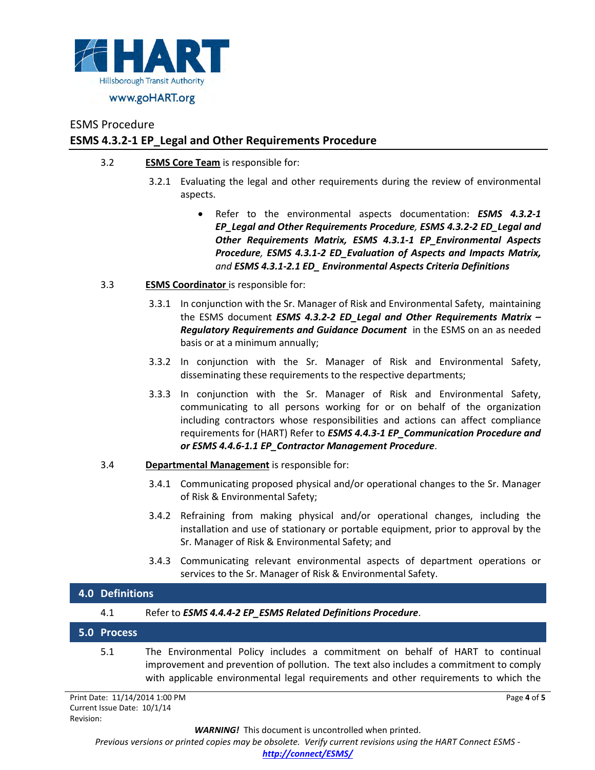3.2 **ESMS Core Team** is responsible for:

3.2.1 Evaluating the legal and other requirements during the review of environmental aspects.

- Refer to the environmental aspects documentation: ***ESMS 4.3.2-1 EP_Legal and Other Requirements Procedure, ESMS 4.3.2-2 ED_Legal and Other Requirements Matrix, ESMS 4.3.1-1 EP_Environmental Aspects Procedure, ESMS 4.3.1-2 ED_Evaluation of Aspects and Impacts Matrix,*** *and* ***ESMS 4.3.1-2.1 ED_ Environmental Aspects Criteria Definitions***

3.3 **ESMS Coordinator** is responsible for:

3.3.1 In conjunction with the Sr. Manager of Risk and Environmental Safety, maintaining the ESMS document ***ESMS 4.3.2-2 ED_Legal and Other Requirements Matrix – Regulatory Requirements and Guidance Document*** in the ESMS on an as needed basis or at a minimum annually;

3.3.2 In conjunction with the Sr. Manager of Risk and Environmental Safety, disseminating these requirements to the respective departments;

3.3.3 In conjunction with the Sr. Manager of Risk and Environmental Safety, communicating to all persons working for or on behalf of the organization including contractors whose responsibilities and actions can affect compliance requirements for (HART) Refer to ***ESMS 4.4.3-1 EP_Communication Procedure and or ESMS 4.4.6-1.1 EP_Contractor Management Procedure***.

3.4 **Departmental Management** is responsible for:

3.4.1 Communicating proposed physical and/or operational changes to the Sr. Manager of Risk & Environmental Safety;

3.4.2 Refraining from making physical and/or operational changes, including the installation and use of stationary or portable equipment, prior to approval by the Sr. Manager of Risk & Environmental Safety; and

3.4.3 Communicating relevant environmental aspects of department operations or services to the Sr. Manager of Risk & Environmental Safety.

## 4.0 Definitions

4.1 Refer to ***ESMS 4.4.4-2 EP_ESMS Related Definitions Procedure***.

## 5.0 Process

5.1 The Environmental Policy includes a commitment on behalf of HART to continual improvement and prevention of pollution. The text also includes a commitment to comply with applicable environmental legal requirements and other requirements to which the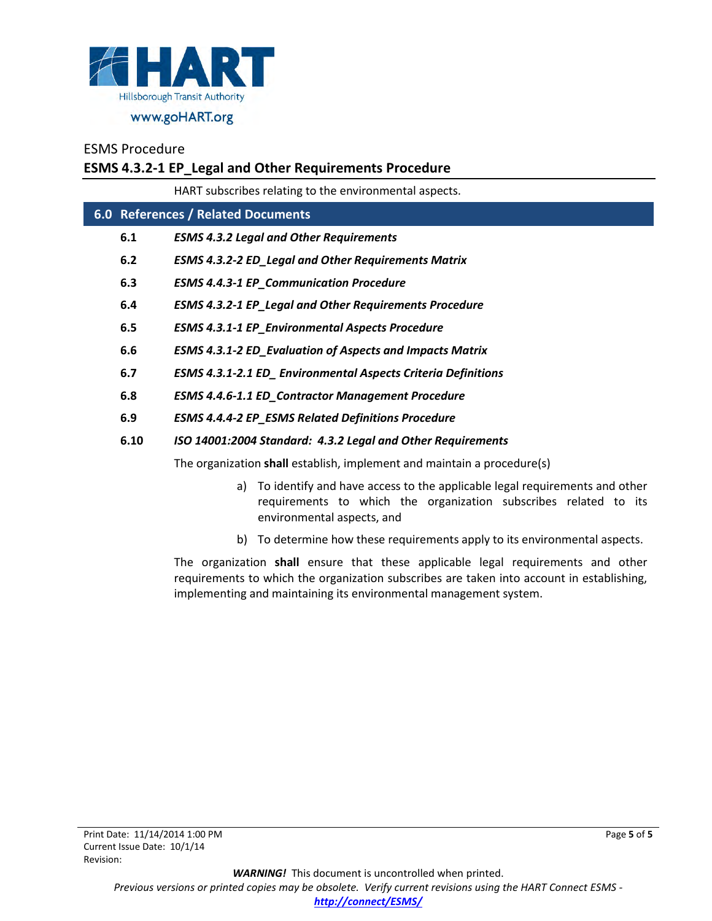HART subscribes relating to the environmental aspects.

## 6.0 References / Related Documents

**6.1** ***ESMS 4.3.2 Legal and Other Requirements***

**6.2** ***ESMS 4.3.2-2 ED_Legal and Other Requirements Matrix***

**6.3** ***ESMS 4.4.3-1 EP_Communication Procedure***

**6.4** ***ESMS 4.3.2-1 EP_Legal and Other Requirements Procedure***

**6.5** ***ESMS 4.3.1-1 EP_Environmental Aspects Procedure***

**6.6** ***ESMS 4.3.1-2 ED_Evaluation of Aspects and Impacts Matrix***

**6.7** ***ESMS 4.3.1-2.1 ED_ Environmental Aspects Criteria Definitions***

**6.8** ***ESMS 4.4.6-1.1 ED_Contractor Management Procedure***

**6.9** ***ESMS 4.4.4-2 EP_ESMS Related Definitions Procedure***

**6.10** ***ISO 14001:2004 Standard: 4.3.2 Legal and Other Requirements***

The organization **shall** establish, implement and maintain a procedure(s)

a) To identify and have access to the applicable legal requirements and other requirements to which the organization subscribes related to its environmental aspects, and

b) To determine how these requirements apply to its environmental aspects.

The organization **shall** ensure that these applicable legal requirements and other requirements to which the organization subscribes are taken into account in establishing, implementing and maintaining its environmental management system.